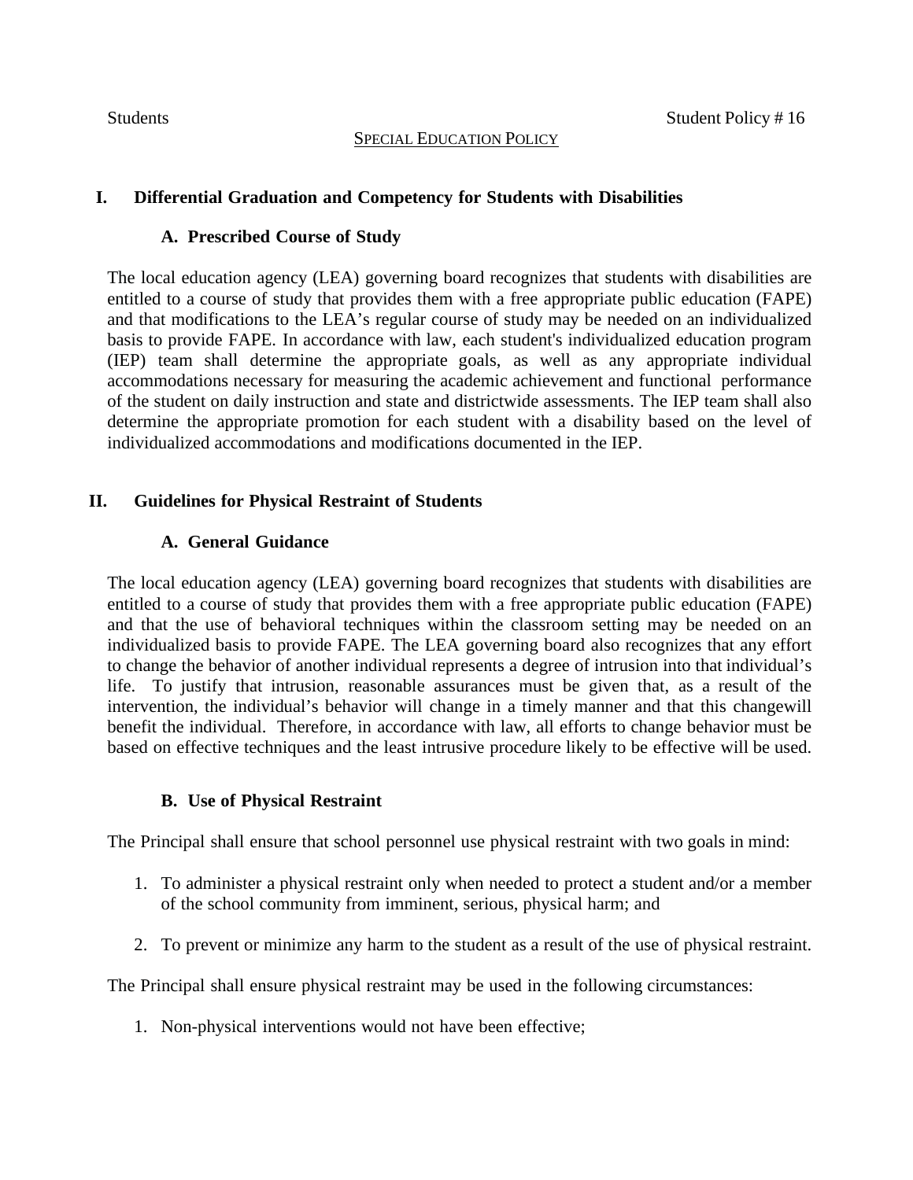Students Student Policy # 16

## SPECIAL EDUCATION POLICY

### I. Differential Graduation and Competency for Students with Disabilities

#### A. Prescribed Course of Study

The local education agency (LEA) governing board recognizes that students with disabilities are entitled to a course of study that provides them with a free appropriate public education (FAPE) and that modifications to the LEA's regular course of study may be needed on an individualized basis to provide FAPE. In accordance with law, each student's individualized education program (IEP) team shall determine the appropriate goals, as well as any appropriate individual accommodations necessary for measuring the academic achievement and functional performance of the student on daily instruction and state and districtwide assessments. The IEP team shall also determine the appropriate promotion for each student with a disability based on the level of individualized accommodations and modifications documented in the IEP.

### II. Guidelines for Physical Restraint of Students

#### A. General Guidance

The local education agency (LEA) governing board recognizes that students with disabilities are entitled to a course of study that provides them with a free appropriate public education (FAPE) and that the use of behavioral techniques within the classroom setting may be needed on an individualized basis to provide FAPE. The LEA governing board also recognizes that any effort to change the behavior of another individual represents a degree of intrusion into that individual's life. To justify that intrusion, reasonable assurances must be given that, as a result of the intervention, the individual's behavior will change in a timely manner and that this changewill benefit the individual. Therefore, in accordance with law, all efforts to change behavior must be based on effective techniques and the least intrusive procedure likely to be effective will be used.

#### B. Use of Physical Restraint

The Principal shall ensure that school personnel use physical restraint with two goals in mind:

1. To administer a physical restraint only when needed to protect a student and/or a member of the school community from imminent, serious, physical harm; and
2. To prevent or minimize any harm to the student as a result of the use of physical restraint.

The Principal shall ensure physical restraint may be used in the following circumstances:

1. Non-physical interventions would not have been effective;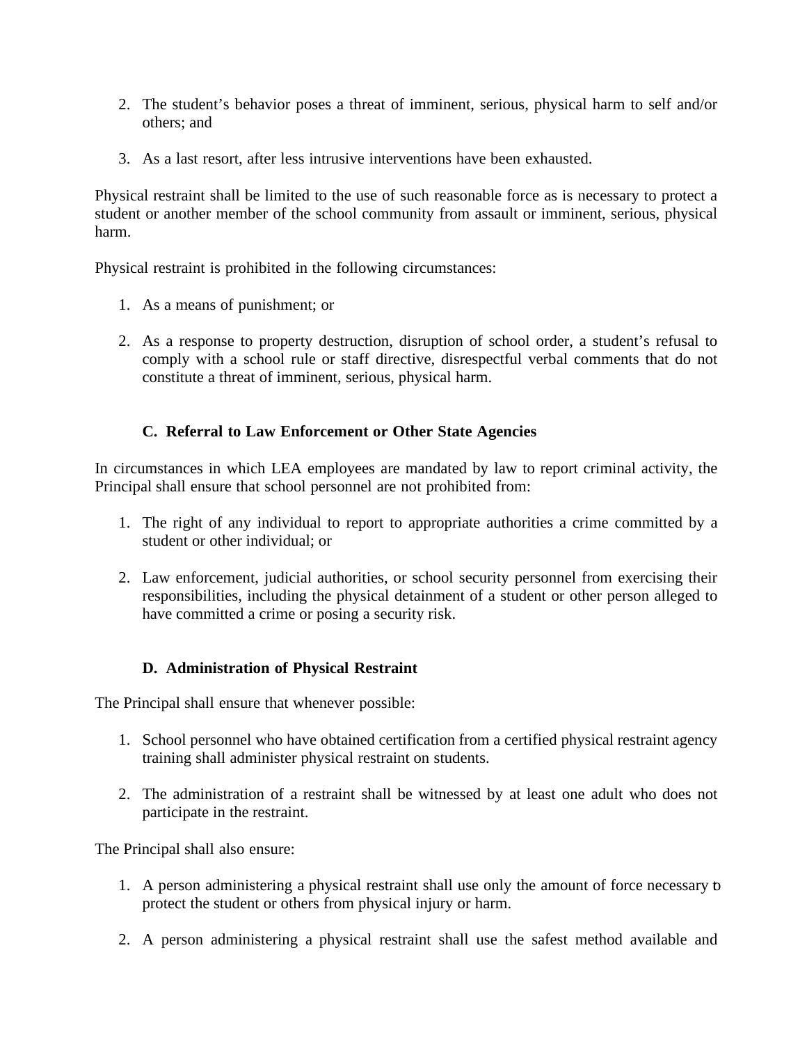2. The student's behavior poses a threat of imminent, serious, physical harm to self and/or others; and

3. As a last resort, after less intrusive interventions have been exhausted.

Physical restraint shall be limited to the use of such reasonable force as is necessary to protect a student or another member of the school community from assault or imminent, serious, physical harm.

Physical restraint is prohibited in the following circumstances:

1. As a means of punishment; or

2. As a response to property destruction, disruption of school order, a student's refusal to comply with a school rule or staff directive, disrespectful verbal comments that do not constitute a threat of imminent, serious, physical harm.

### C. Referral to Law Enforcement or Other State Agencies

In circumstances in which LEA employees are mandated by law to report criminal activity, the Principal shall ensure that school personnel are not prohibited from:

1. The right of any individual to report to appropriate authorities a crime committed by a student or other individual; or

2. Law enforcement, judicial authorities, or school security personnel from exercising their responsibilities, including the physical detainment of a student or other person alleged to have committed a crime or posing a security risk.

### D. Administration of Physical Restraint

The Principal shall ensure that whenever possible:

1. School personnel who have obtained certification from a certified physical restraint agency training shall administer physical restraint on students.

2. The administration of a restraint shall be witnessed by at least one adult who does not participate in the restraint.

The Principal shall also ensure:

1. A person administering a physical restraint shall use only the amount of force necessary to protect the student or others from physical injury or harm.

2. A person administering a physical restraint shall use the safest method available and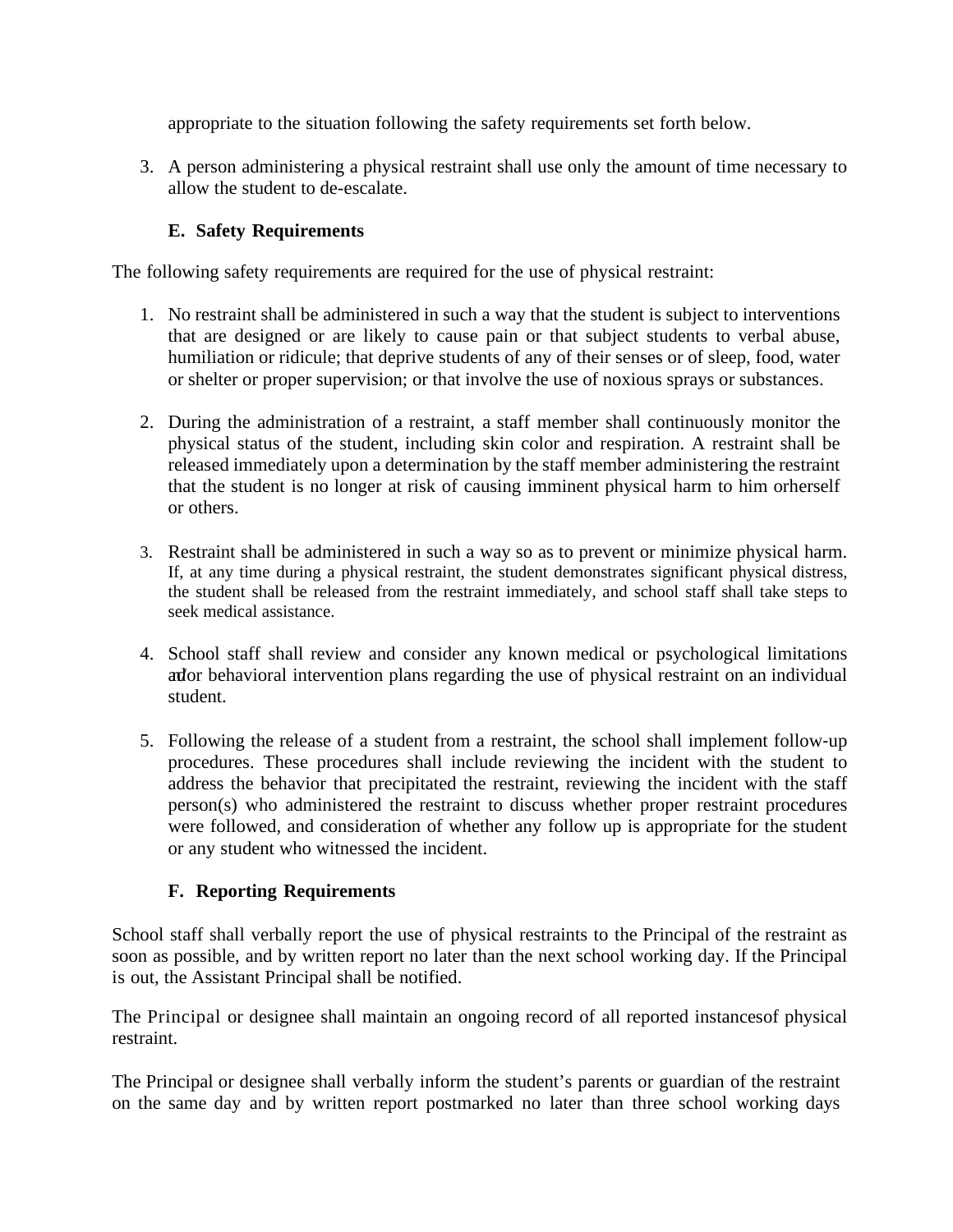appropriate to the situation following the safety requirements set forth below.

3. A person administering a physical restraint shall use only the amount of time necessary to allow the student to de-escalate.

### E. Safety Requirements

The following safety requirements are required for the use of physical restraint:

1. No restraint shall be administered in such a way that the student is subject to interventions that are designed or are likely to cause pain or that subject students to verbal abuse, humiliation or ridicule; that deprive students of any of their senses or of sleep, food, water or shelter or proper supervision; or that involve the use of noxious sprays or substances.

2. During the administration of a restraint, a staff member shall continuously monitor the physical status of the student, including skin color and respiration. A restraint shall be released immediately upon a determination by the staff member administering the restraint that the student is no longer at risk of causing imminent physical harm to him orherself or others.

3. Restraint shall be administered in such a way so as to prevent or minimize physical harm. If, at any time during a physical restraint, the student demonstrates significant physical distress, the student shall be released from the restraint immediately, and school staff shall take steps to seek medical assistance.

4. School staff shall review and consider any known medical or psychological limitations and/or behavioral intervention plans regarding the use of physical restraint on an individual student.

5. Following the release of a student from a restraint, the school shall implement follow-up procedures. These procedures shall include reviewing the incident with the student to address the behavior that precipitated the restraint, reviewing the incident with the staff person(s) who administered the restraint to discuss whether proper restraint procedures were followed, and consideration of whether any follow up is appropriate for the student or any student who witnessed the incident.

### F. Reporting Requirements

School staff shall verbally report the use of physical restraints to the Principal of the restraint as soon as possible, and by written report no later than the next school working day. If the Principal is out, the Assistant Principal shall be notified.

The Principal or designee shall maintain an ongoing record of all reported instancesof physical restraint.

The Principal or designee shall verbally inform the student's parents or guardian of the restraint on the same day and by written report postmarked no later than three school working days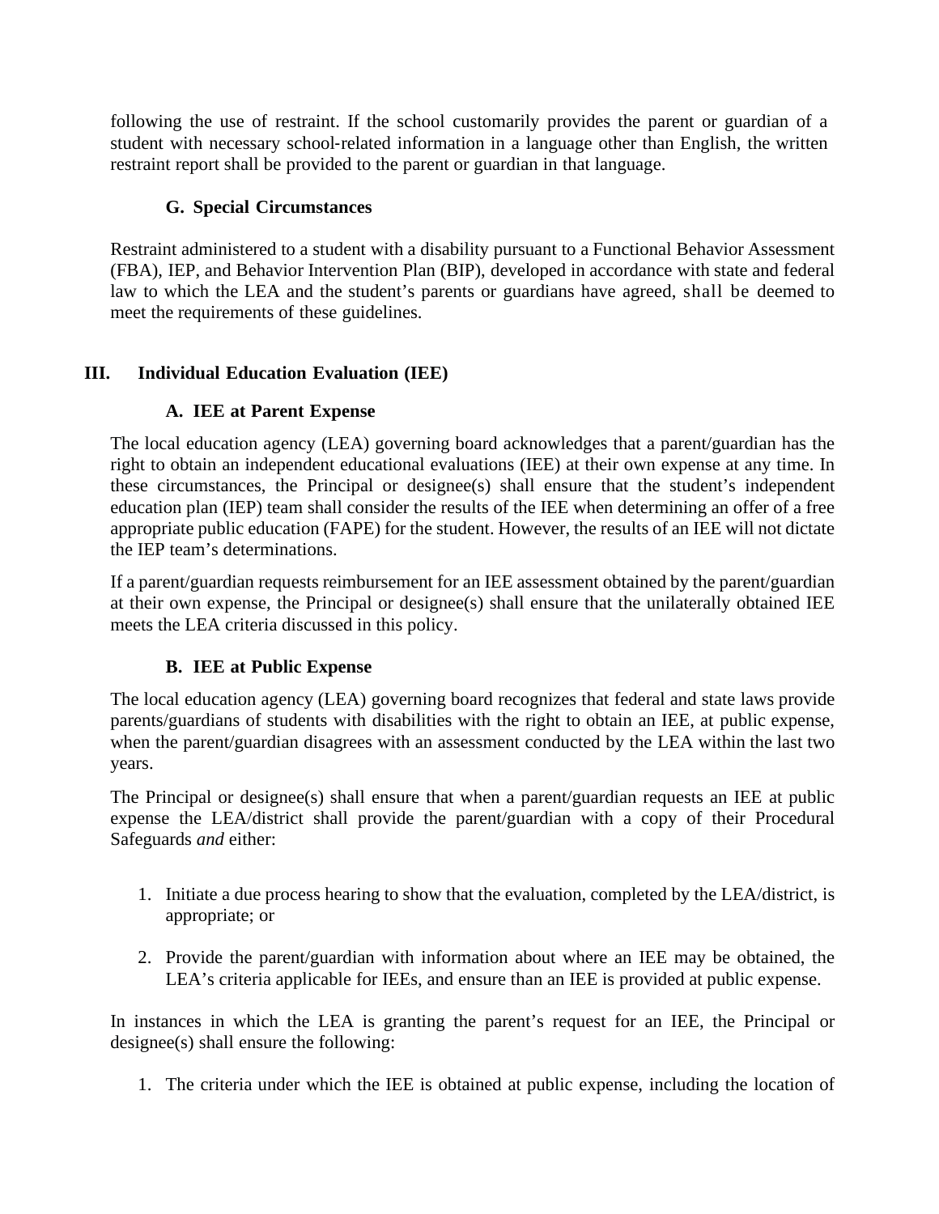following the use of restraint. If the school customarily provides the parent or guardian of a student with necessary school-related information in a language other than English, the written restraint report shall be provided to the parent or guardian in that language.

### G. Special Circumstances

Restraint administered to a student with a disability pursuant to a Functional Behavior Assessment (FBA), IEP, and Behavior Intervention Plan (BIP), developed in accordance with state and federal law to which the LEA and the student's parents or guardians have agreed, shall be deemed to meet the requirements of these guidelines.

## III. Individual Education Evaluation (IEE)

### A. IEE at Parent Expense

The local education agency (LEA) governing board acknowledges that a parent/guardian has the right to obtain an independent educational evaluations (IEE) at their own expense at any time. In these circumstances, the Principal or designee(s) shall ensure that the student's independent education plan (IEP) team shall consider the results of the IEE when determining an offer of a free appropriate public education (FAPE) for the student. However, the results of an IEE will not dictate the IEP team's determinations.

If a parent/guardian requests reimbursement for an IEE assessment obtained by the parent/guardian at their own expense, the Principal or designee(s) shall ensure that the unilaterally obtained IEE meets the LEA criteria discussed in this policy.

### B. IEE at Public Expense

The local education agency (LEA) governing board recognizes that federal and state laws provide parents/guardians of students with disabilities with the right to obtain an IEE, at public expense, when the parent/guardian disagrees with an assessment conducted by the LEA within the last two years.

The Principal or designee(s) shall ensure that when a parent/guardian requests an IEE at public expense the LEA/district shall provide the parent/guardian with a copy of their Procedural Safeguards *and* either:

1. Initiate a due process hearing to show that the evaluation, completed by the LEA/district, is appropriate; or

2. Provide the parent/guardian with information about where an IEE may be obtained, the LEA's criteria applicable for IEEs, and ensure than an IEE is provided at public expense.

In instances in which the LEA is granting the parent's request for an IEE, the Principal or designee(s) shall ensure the following:

1. The criteria under which the IEE is obtained at public expense, including the location of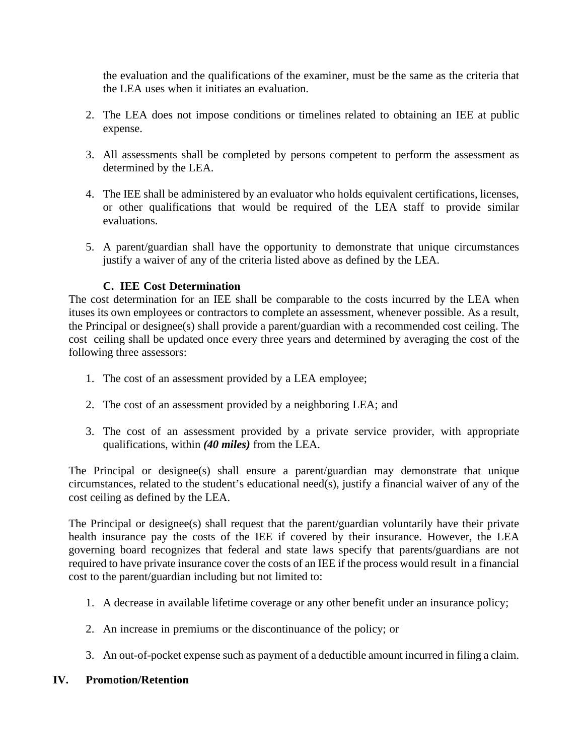the evaluation and the qualifications of the examiner, must be the same as the criteria that the LEA uses when it initiates an evaluation.

2. The LEA does not impose conditions or timelines related to obtaining an IEE at public expense.

3. All assessments shall be completed by persons competent to perform the assessment as determined by the LEA.

4. The IEE shall be administered by an evaluator who holds equivalent certifications, licenses, or other qualifications that would be required of the LEA staff to provide similar evaluations.

5. A parent/guardian shall have the opportunity to demonstrate that unique circumstances justify a waiver of any of the criteria listed above as defined by the LEA.

### C. IEE Cost Determination

The cost determination for an IEE shall be comparable to the costs incurred by the LEA when ituses its own employees or contractors to complete an assessment, whenever possible. As a result, the Principal or designee(s) shall provide a parent/guardian with a recommended cost ceiling. The cost ceiling shall be updated once every three years and determined by averaging the cost of the following three assessors:

1. The cost of an assessment provided by a LEA employee;

2. The cost of an assessment provided by a neighboring LEA; and

3. The cost of an assessment provided by a private service provider, with appropriate qualifications, within ***(40 miles)*** from the LEA.

The Principal or designee(s) shall ensure a parent/guardian may demonstrate that unique circumstances, related to the student's educational need(s), justify a financial waiver of any of the cost ceiling as defined by the LEA.

The Principal or designee(s) shall request that the parent/guardian voluntarily have their private health insurance pay the costs of the IEE if covered by their insurance. However, the LEA governing board recognizes that federal and state laws specify that parents/guardians are not required to have private insurance cover the costs of an IEE if the process would result in a financial cost to the parent/guardian including but not limited to:

1. A decrease in available lifetime coverage or any other benefit under an insurance policy;

2. An increase in premiums or the discontinuance of the policy; or

3. An out-of-pocket expense such as payment of a deductible amount incurred in filing a claim.

## IV. Promotion/Retention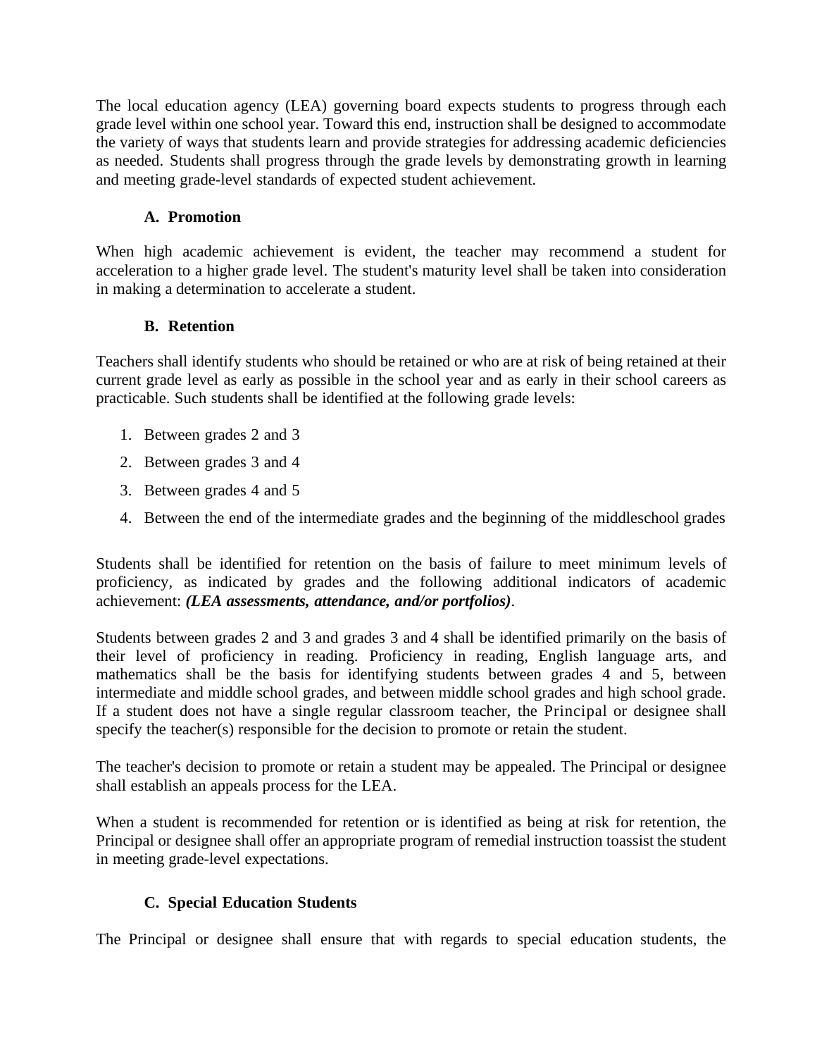The local education agency (LEA) governing board expects students to progress through each grade level within one school year. Toward this end, instruction shall be designed to accommodate the variety of ways that students learn and provide strategies for addressing academic deficiencies as needed. Students shall progress through the grade levels by demonstrating growth in learning and meeting grade-level standards of expected student achievement.

**A. Promotion**

When high academic achievement is evident, the teacher may recommend a student for acceleration to a higher grade level. The student's maturity level shall be taken into consideration in making a determination to accelerate a student.

**B. Retention**

Teachers shall identify students who should be retained or who are at risk of being retained at their current grade level as early as possible in the school year and as early in their school careers as practicable. Such students shall be identified at the following grade levels:

1. Between grades 2 and 3
2. Between grades 3 and 4
3. Between grades 4 and 5
4. Between the end of the intermediate grades and the beginning of the middleschool grades

Students shall be identified for retention on the basis of failure to meet minimum levels of proficiency, as indicated by grades and the following additional indicators of academic achievement: ***(LEA assessments, attendance, and/or portfolios)***.

Students between grades 2 and 3 and grades 3 and 4 shall be identified primarily on the basis of their level of proficiency in reading. Proficiency in reading, English language arts, and mathematics shall be the basis for identifying students between grades 4 and 5, between intermediate and middle school grades, and between middle school grades and high school grade. If a student does not have a single regular classroom teacher, the Principal or designee shall specify the teacher(s) responsible for the decision to promote or retain the student.

The teacher's decision to promote or retain a student may be appealed. The Principal or designee shall establish an appeals process for the LEA.

When a student is recommended for retention or is identified as being at risk for retention, the Principal or designee shall offer an appropriate program of remedial instruction toassist the student in meeting grade-level expectations.

**C. Special Education Students**

The Principal or designee shall ensure that with regards to special education students, the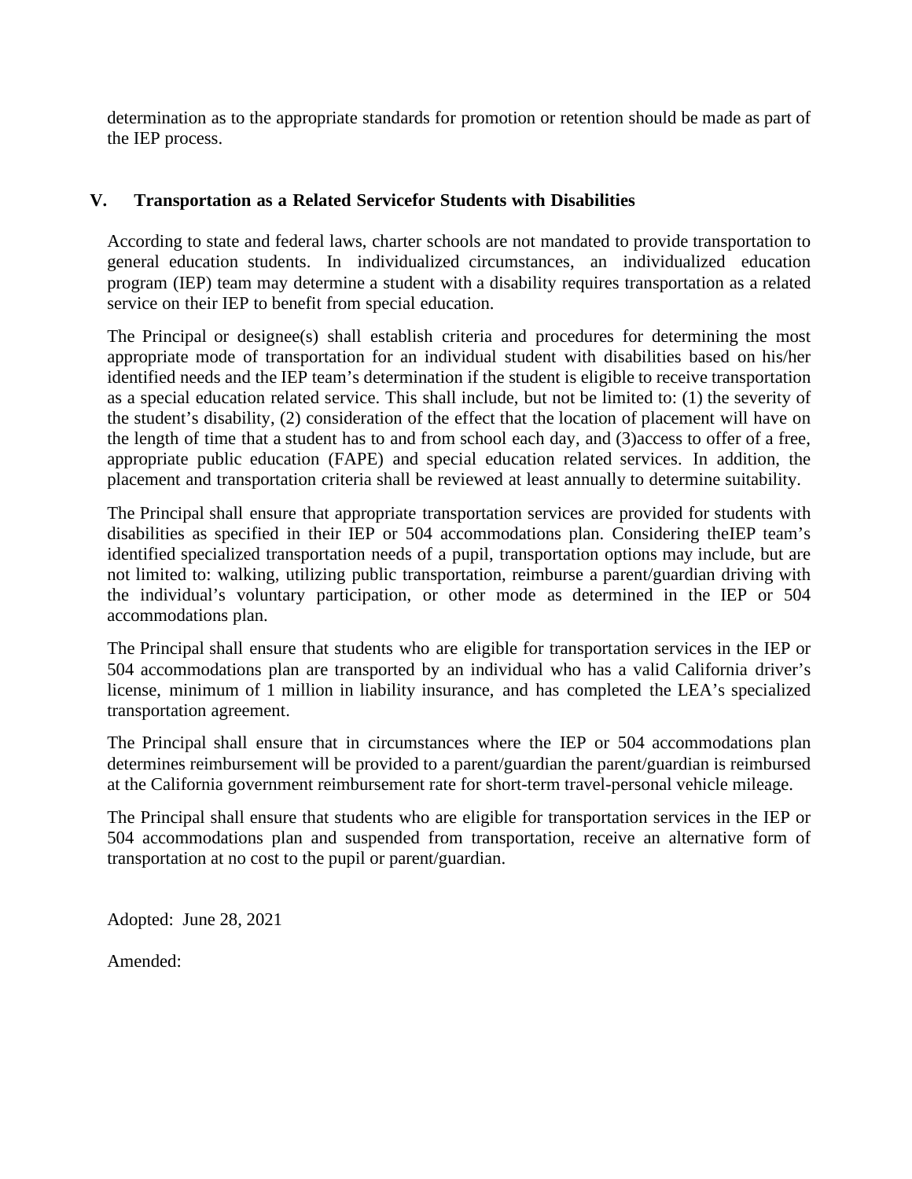determination as to the appropriate standards for promotion or retention should be made as part of the IEP process.

## V. Transportation as a Related Servicefor Students with Disabilities

According to state and federal laws, charter schools are not mandated to provide transportation to general education students. In individualized circumstances, an individualized education program (IEP) team may determine a student with a disability requires transportation as a related service on their IEP to benefit from special education.

The Principal or designee(s) shall establish criteria and procedures for determining the most appropriate mode of transportation for an individual student with disabilities based on his/her identified needs and the IEP team's determination if the student is eligible to receive transportation as a special education related service. This shall include, but not be limited to: (1) the severity of the student's disability, (2) consideration of the effect that the location of placement will have on the length of time that a student has to and from school each day, and (3)access to offer of a free, appropriate public education (FAPE) and special education related services. In addition, the placement and transportation criteria shall be reviewed at least annually to determine suitability.

The Principal shall ensure that appropriate transportation services are provided for students with disabilities as specified in their IEP or 504 accommodations plan. Considering theIEP team's identified specialized transportation needs of a pupil, transportation options may include, but are not limited to: walking, utilizing public transportation, reimburse a parent/guardian driving with the individual's voluntary participation, or other mode as determined in the IEP or 504 accommodations plan.

The Principal shall ensure that students who are eligible for transportation services in the IEP or 504 accommodations plan are transported by an individual who has a valid California driver's license, minimum of 1 million in liability insurance, and has completed the LEA's specialized transportation agreement.

The Principal shall ensure that in circumstances where the IEP or 504 accommodations plan determines reimbursement will be provided to a parent/guardian the parent/guardian is reimbursed at the California government reimbursement rate for short-term travel-personal vehicle mileage.

The Principal shall ensure that students who are eligible for transportation services in the IEP or 504 accommodations plan and suspended from transportation, receive an alternative form of transportation at no cost to the pupil or parent/guardian.

Adopted: June 28, 2021

Amended: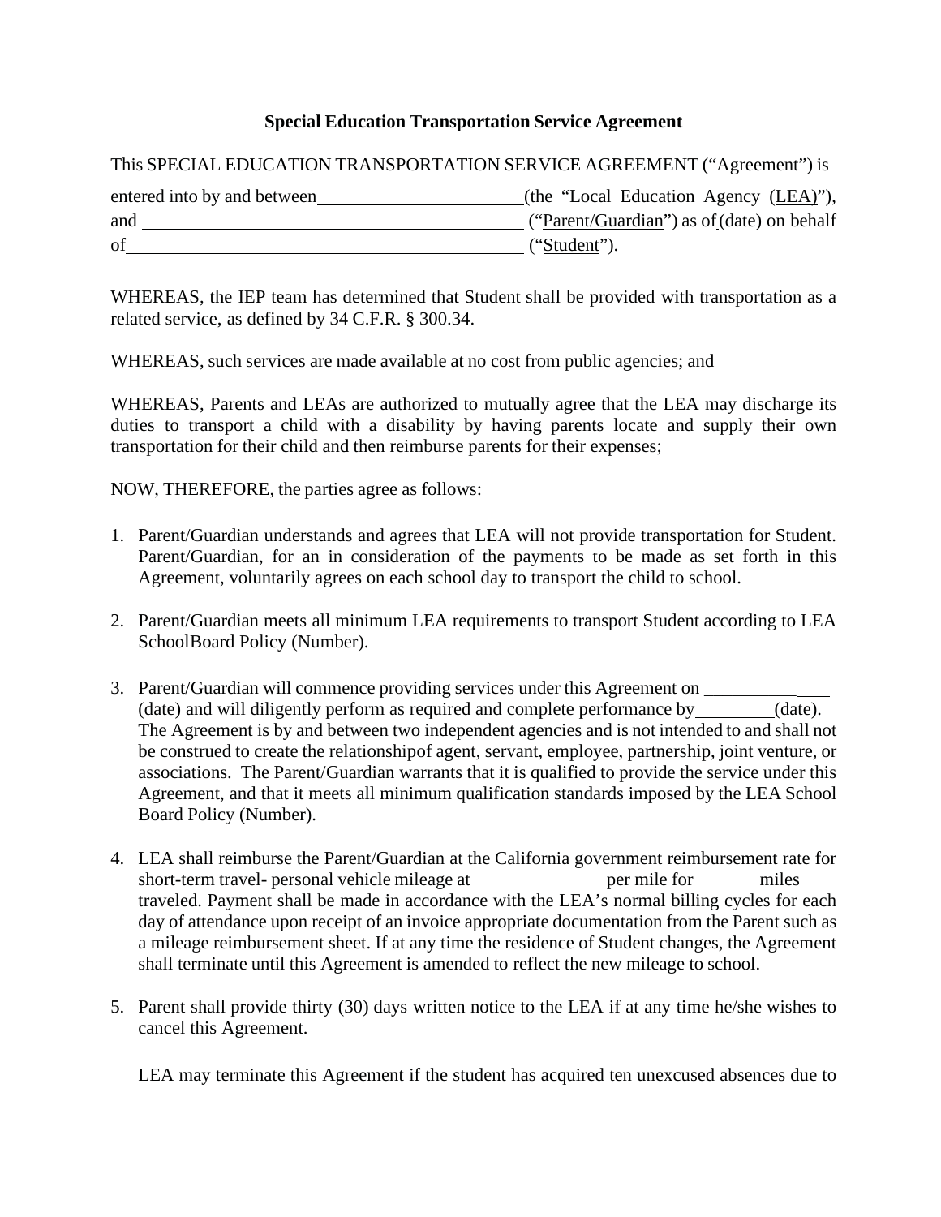## Special Education Transportation Service Agreement

This SPECIAL EDUCATION TRANSPORTATION SERVICE AGREEMENT ("Agreement") is entered into by and between \_\_\_\_\_\_\_\_\_\_\_\_\_\_\_\_\_\_\_\_\_\_\_ (the "Local Education Agency (LEA)"), and \_\_\_\_\_\_\_\_\_\_\_\_\_\_\_\_\_\_\_\_\_\_\_\_\_\_\_\_\_\_\_\_\_\_\_\_\_\_\_\_\_\_\_ ("Parent/Guardian") as of (date) on behalf of \_\_\_\_\_\_\_\_\_\_\_\_\_\_\_\_\_\_\_\_\_\_\_\_\_\_\_\_\_\_\_\_\_\_\_\_\_\_\_\_\_\_\_\_ ("Student").

WHEREAS, the IEP team has determined that Student shall be provided with transportation as a related service, as defined by 34 C.F.R. § 300.34.

WHEREAS, such services are made available at no cost from public agencies; and

WHEREAS, Parents and LEAs are authorized to mutually agree that the LEA may discharge its duties to transport a child with a disability by having parents locate and supply their own transportation for their child and then reimburse parents for their expenses;

NOW, THEREFORE, the parties agree as follows:

1. Parent/Guardian understands and agrees that LEA will not provide transportation for Student. Parent/Guardian, for an in consideration of the payments to be made as set forth in this Agreement, voluntarily agrees on each school day to transport the child to school.

2. Parent/Guardian meets all minimum LEA requirements to transport Student according to LEA SchoolBoard Policy (Number).

3. Parent/Guardian will commence providing services under this Agreement on \_\_\_\_\_\_\_\_\_\_\_\_\_\_ (date) and will diligently perform as required and complete performance by \_\_\_\_\_\_\_\_\_ (date). The Agreement is by and between two independent agencies and is not intended to and shall not be construed to create the relationshipof agent, servant, employee, partnership, joint venture, or associations. The Parent/Guardian warrants that it is qualified to provide the service under this Agreement, and that it meets all minimum qualification standards imposed by the LEA School Board Policy (Number).

4. LEA shall reimburse the Parent/Guardian at the California government reimbursement rate for short-term travel- personal vehicle mileage at \_\_\_\_\_\_\_\_\_\_\_\_\_\_\_ per mile for \_\_\_\_\_\_\_ miles traveled. Payment shall be made in accordance with the LEA's normal billing cycles for each day of attendance upon receipt of an invoice appropriate documentation from the Parent such as a mileage reimbursement sheet. If at any time the residence of Student changes, the Agreement shall terminate until this Agreement is amended to reflect the new mileage to school.

5. Parent shall provide thirty (30) days written notice to the LEA if at any time he/she wishes to cancel this Agreement.

   LEA may terminate this Agreement if the student has acquired ten unexcused absences due to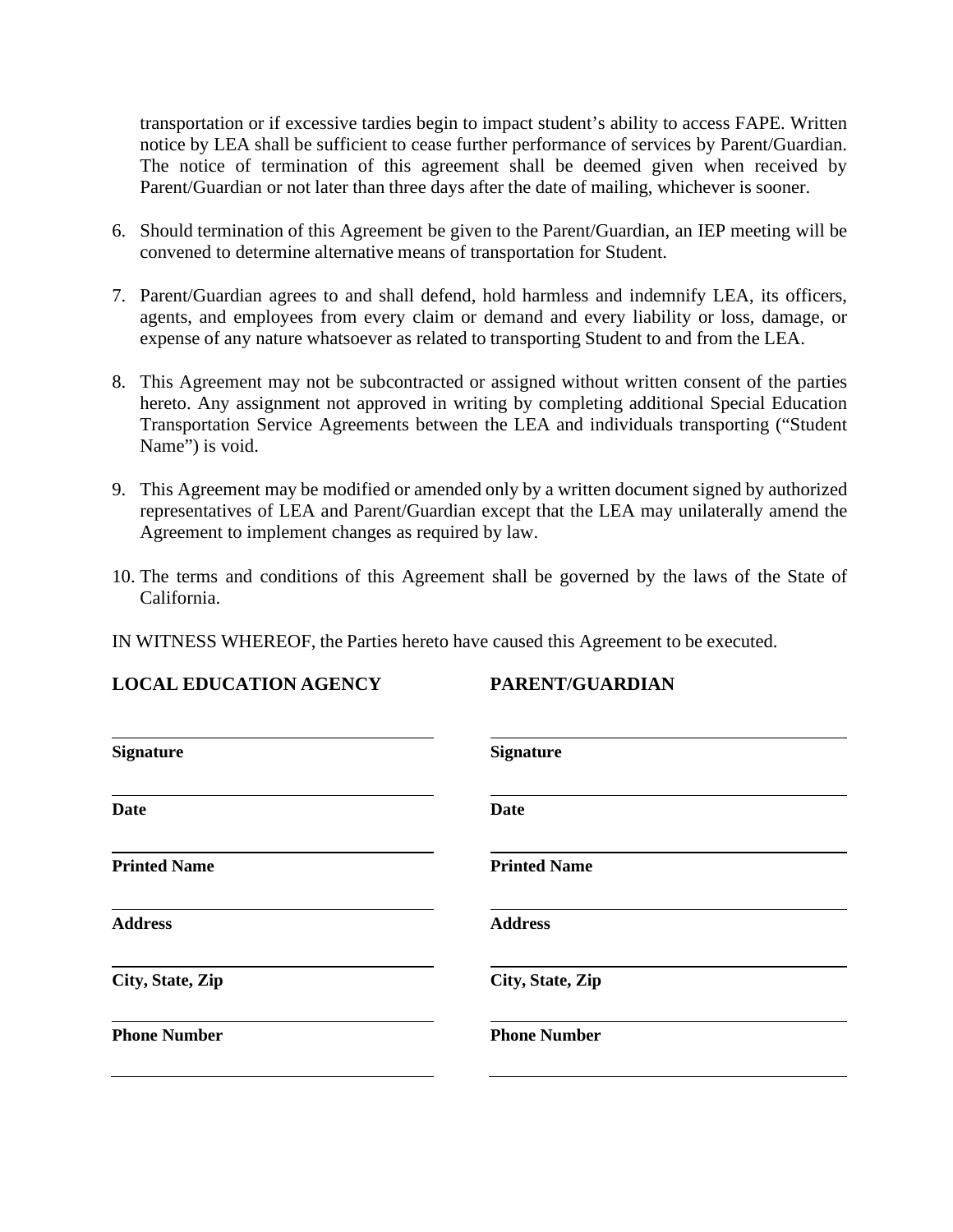transportation or if excessive tardies begin to impact student's ability to access FAPE. Written notice by LEA shall be sufficient to cease further performance of services by Parent/Guardian. The notice of termination of this agreement shall be deemed given when received by Parent/Guardian or not later than three days after the date of mailing, whichever is sooner.

6. Should termination of this Agreement be given to the Parent/Guardian, an IEP meeting will be convened to determine alternative means of transportation for Student.

7. Parent/Guardian agrees to and shall defend, hold harmless and indemnify LEA, its officers, agents, and employees from every claim or demand and every liability or loss, damage, or expense of any nature whatsoever as related to transporting Student to and from the LEA.

8. This Agreement may not be subcontracted or assigned without written consent of the parties hereto. Any assignment not approved in writing by completing additional Special Education Transportation Service Agreements between the LEA and individuals transporting ("Student Name") is void.

9. This Agreement may be modified or amended only by a written document signed by authorized representatives of LEA and Parent/Guardian except that the LEA may unilaterally amend the Agreement to implement changes as required by law.

10. The terms and conditions of this Agreement shall be governed by the laws of the State of California.

IN WITNESS WHEREOF, the Parties hereto have caused this Agreement to be executed.

| **LOCAL EDUCATION AGENCY** | **PARENT/GUARDIAN** |
|---|---|
| **Signature** | **Signature** |
| **Date** | **Date** |
| **Printed Name** | **Printed Name** |
| **Address** | **Address** |
| **City, State, Zip** | **City, State, Zip** |
| **Phone Number** | **Phone Number** |